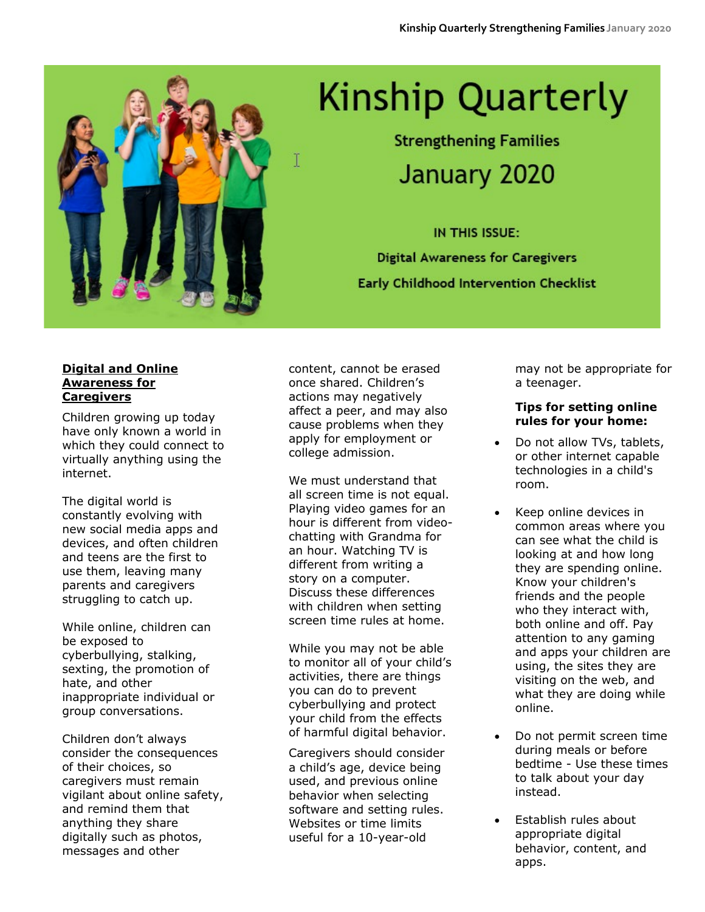# Kinship Quarterly

**Strengthening Families**

**January 2020**

**IN THIS ISSUE:**

**Digital Awareness for Caregivers**

**Early Childhood Intervention Checklist**

## Digital and Online Awareness for Caregivers

Children growing up today have only known a world in which they could connect to virtually anything using the internet.

The digital world is constantly evolving with new social media apps and devices, and often children and teens are the first to use them, leaving many parents and caregivers struggling to catch up.

While online, children can be exposed to cyberbullying, stalking, sexting, the promotion of hate, and other inappropriate individual or group conversations.

Children don't always consider the consequences of their choices, so caregivers must remain vigilant about online safety, and remind them that anything they share digitally such as photos, messages and other content, cannot be erased once shared. Children's actions may negatively affect a peer, and may also cause problems when they apply for employment or college admission.

We must understand that all screen time is not equal. Playing video games for an hour is different from video-chatting with Grandma for an hour. Watching TV is different from writing a story on a computer. Discuss these differences with children when setting screen time rules at home.

While you may not be able to monitor all of your child's activities, there are things you can do to prevent cyberbullying and protect your child from the effects of harmful digital behavior.

Caregivers should consider a child's age, device being used, and previous online behavior when selecting software and setting rules. Websites or time limits useful for a 10-year-old may not be appropriate for a teenager.

**Tips for setting online rules for your home:**

- Do not allow TVs, tablets, or other internet capable technologies in a child's room.
- Keep online devices in common areas where you can see what the child is looking at and how long they are spending online. Know your children's friends and the people who they interact with, both online and off. Pay attention to any gaming and apps your children are using, the sites they are visiting on the web, and what they are doing while online.
- Do not permit screen time during meals or before bedtime - Use these times to talk about your day instead.
- Establish rules about appropriate digital behavior, content, and apps.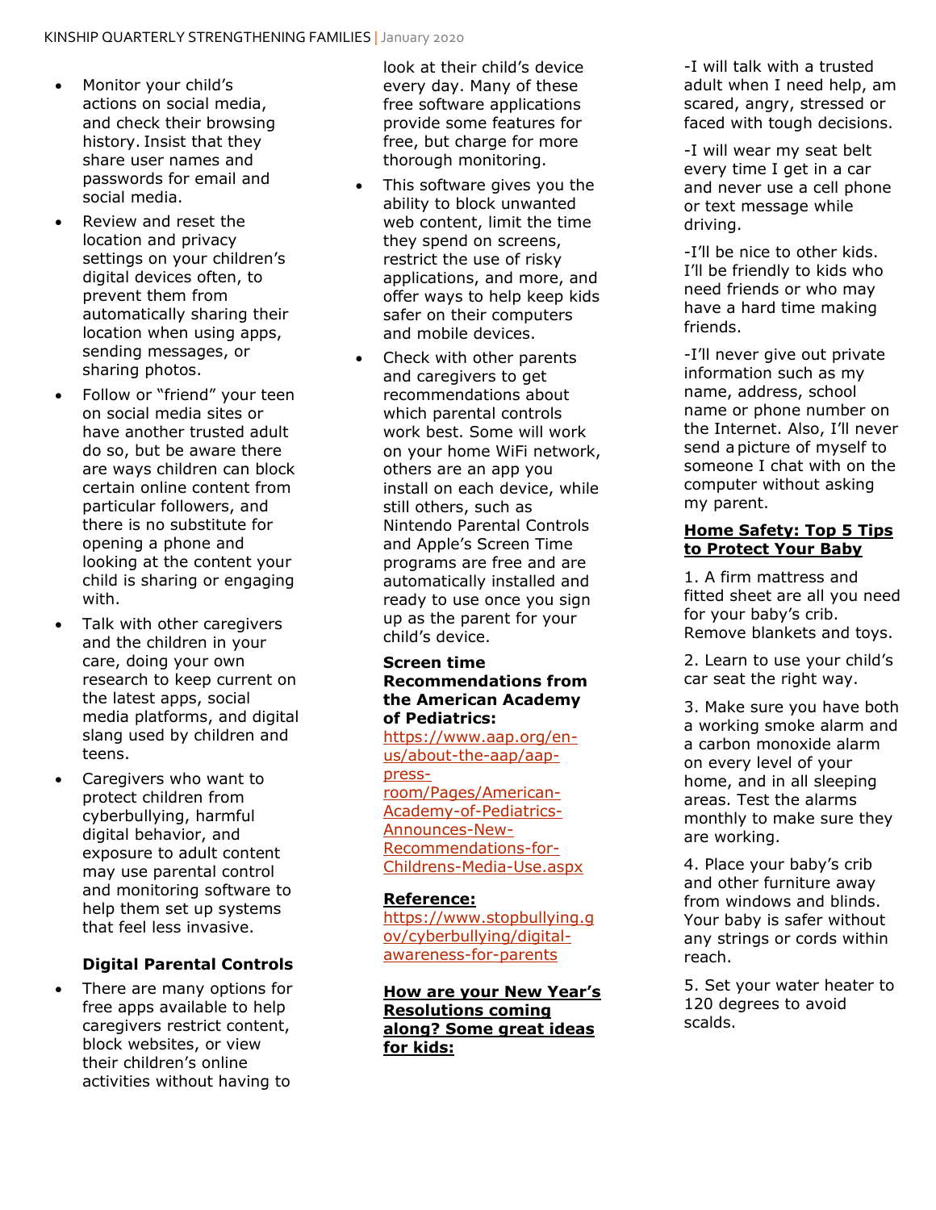- Monitor your child's actions on social media, and check their browsing history. Insist that they share user names and passwords for email and social media.
- Review and reset the location and privacy settings on your children's digital devices often, to prevent them from automatically sharing their location when using apps, sending messages, or sharing photos.
- Follow or "friend" your teen on social media sites or have another trusted adult do so, but be aware there are ways children can block certain online content from particular followers, and there is no substitute for opening a phone and looking at the content your child is sharing or engaging with.
- Talk with other caregivers and the children in your care, doing your own research to keep current on the latest apps, social media platforms, and digital slang used by children and teens.
- Caregivers who want to protect children from cyberbullying, harmful digital behavior, and exposure to adult content may use parental control and monitoring software to help them set up systems that feel less invasive.

**Digital Parental Controls**

- There are many options for free apps available to help caregivers restrict content, block websites, or view their children's online activities without having to look at their child's device every day. Many of these free software applications provide some features for free, but charge for more thorough monitoring.
- This software gives you the ability to block unwanted web content, limit the time they spend on screens, restrict the use of risky applications, and more, and offer ways to help keep kids safer on their computers and mobile devices.
- Check with other parents and caregivers to get recommendations about which parental controls work best. Some will work on your home WiFi network, others are an app you install on each device, while still others, such as Nintendo Parental Controls and Apple's Screen Time programs are free and are automatically installed and ready to use once you sign up as the parent for your child's device.

**Screen time Recommendations from the American Academy of Pediatrics:**
https://www.aap.org/en-us/about-the-aap/aap-press-room/Pages/American-Academy-of-Pediatrics-Announces-New-Recommendations-for-Childrens-Media-Use.aspx

**Reference:**
https://www.stopbullying.gov/cyberbullying/digital-awareness-for-parents

**How are your New Year's Resolutions coming along? Some great ideas for kids:**

-I will talk with a trusted adult when I need help, am scared, angry, stressed or faced with tough decisions.

-I will wear my seat belt every time I get in a car and never use a cell phone or text message while driving.

-I'll be nice to other kids. I'll be friendly to kids who need friends or who may have a hard time making friends.

-I'll never give out private information such as my name, address, school name or phone number on the Internet. Also, I'll never send a picture of myself to someone I chat with on the computer without asking my parent.

**Home Safety: Top 5 Tips to Protect Your Baby**

1. A firm mattress and fitted sheet are all you need for your baby's crib. Remove blankets and toys.

2. Learn to use your child's car seat the right way.

3. Make sure you have both a working smoke alarm and a carbon monoxide alarm on every level of your home, and in all sleeping areas. Test the alarms monthly to make sure they are working.

4. Place your baby's crib and other furniture away from windows and blinds. Your baby is safer without any strings or cords within reach.

5. Set your water heater to 120 degrees to avoid scalds.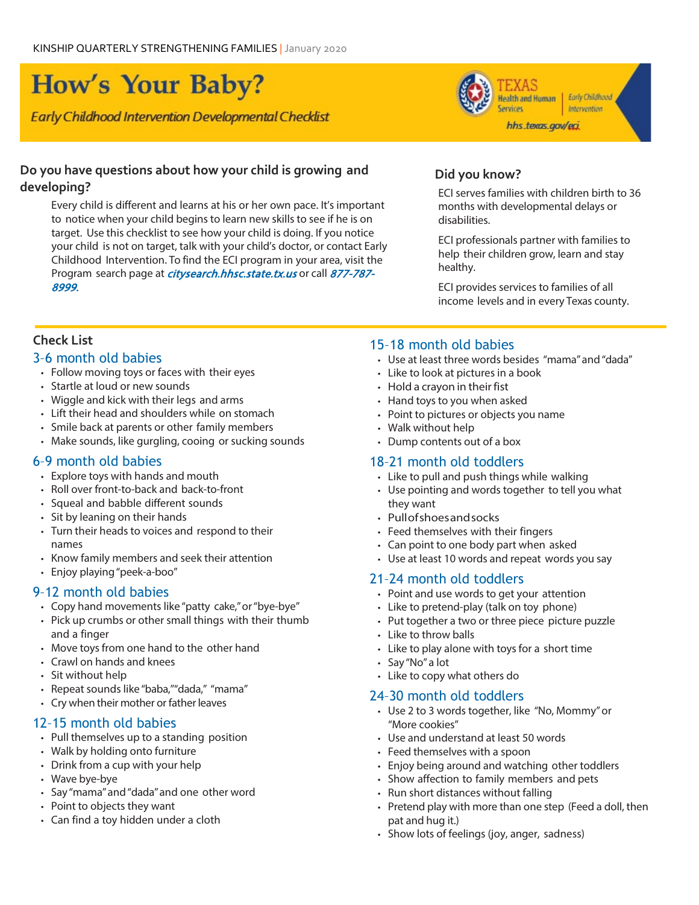KINSHIP QUARTERLY STRENGTHENING FAMILIES | January 2020

# How's Your Baby?

*Early Childhood Intervention Developmental Checklist*

TEXAS Health and Human Services | Early Childhood Intervention

hhs.texas.gov/eci

## Do you have questions about how your child is growing and developing?

Every child is different and learns at his or her own pace. It's important to notice when your child begins to learn new skills to see if he is on target. Use this checklist to see how your child is doing. If you notice your child is not on target, talk with your child's doctor, or contact Early Childhood Intervention. To find the ECI program in your area, visit the Program search page at ***citysearch.hhsc.state.tx.us*** or call ***877-787-8999.***

## Did you know?

ECI serves families with children birth to 36 months with developmental delays or disabilities.

ECI professionals partner with families to help their children grow, learn and stay healthy.

ECI provides services to families of all income levels and in every Texas county.

## Check List

### 3-6 month old babies

- Follow moving toys or faces with their eyes
- Startle at loud or new sounds
- Wiggle and kick with their legs and arms
- Lift their head and shoulders while on stomach
- Smile back at parents or other family members
- Make sounds, like gurgling, cooing or sucking sounds

### 6-9 month old babies

- Explore toys with hands and mouth
- Roll over front-to-back and back-to-front
- Squeal and babble different sounds
- Sit by leaning on their hands
- Turn their heads to voices and respond to their names
- Know family members and seek their attention
- Enjoy playing "peek-a-boo"

### 9-12 month old babies

- Copy hand movements like "patty cake," or "bye-bye"
- Pick up crumbs or other small things with their thumb and a finger
- Move toys from one hand to the other hand
- Crawl on hands and knees
- Sit without help
- Repeat sounds like "baba," "dada," "mama"
- Cry when their mother or father leaves

### 12-15 month old babies

- Pull themselves up to a standing position
- Walk by holding onto furniture
- Drink from a cup with your help
- Wave bye-bye
- Say "mama" and "dada" and one other word
- Point to objects they want
- Can find a toy hidden under a cloth

### 15-18 month old babies

- Use at least three words besides "mama" and "dada"
- Like to look at pictures in a book
- Hold a crayon in their fist
- Hand toys to you when asked
- Point to pictures or objects you name
- Walk without help
- Dump contents out of a box

### 18-21 month old toddlers

- Like to pull and push things while walking
- Use pointing and words together to tell you what they want
- Pull of shoes and socks
- Feed themselves with their fingers
- Can point to one body part when asked
- Use at least 10 words and repeat words you say

### 21-24 month old toddlers

- Point and use words to get your attention
- Like to pretend-play (talk on toy phone)
- Put together a two or three piece picture puzzle
- Like to throw balls
- Like to play alone with toys for a short time
- Say "No" a lot
- Like to copy what others do

### 24-30 month old toddlers

- Use 2 to 3 words together, like "No, Mommy" or "More cookies"
- Use and understand at least 50 words
- Feed themselves with a spoon
- Enjoy being around and watching other toddlers
- Show affection to family members and pets
- Run short distances without falling
- Pretend play with more than one step (Feed a doll, then pat and hug it.)
- Show lots of feelings (joy, anger, sadness)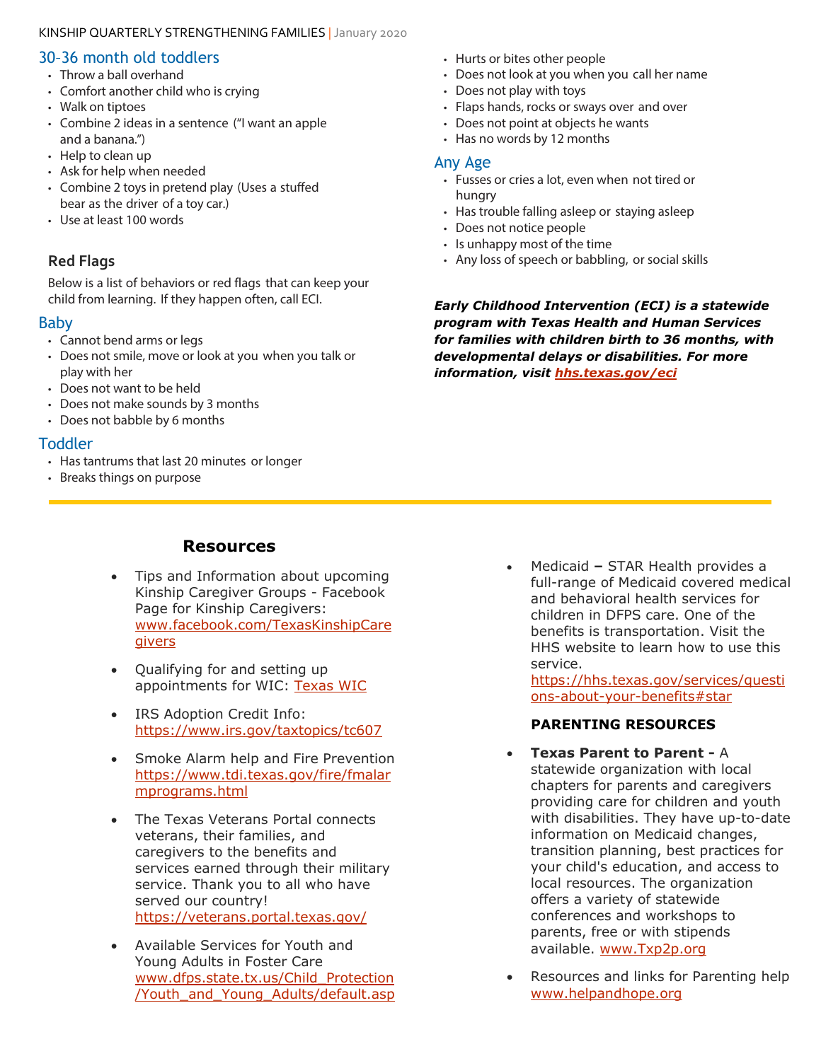## 30-36 month old toddlers

- Throw a ball overhand
- Comfort another child who is crying
- Walk on tiptoes
- Combine 2 ideas in a sentence ("I want an apple and a banana.")
- Help to clean up
- Ask for help when needed
- Combine 2 toys in pretend play (Uses a stuffed bear as the driver of a toy car.)
- Use at least 100 words

### Red Flags

Below is a list of behaviors or red flags that can keep your child from learning. If they happen often, call ECI.

## Baby

- Cannot bend arms or legs
- Does not smile, move or look at you when you talk or play with her
- Does not want to be held
- Does not make sounds by 3 months
- Does not babble by 6 months

## Toddler

- Has tantrums that last 20 minutes or longer
- Breaks things on purpose
- Hurts or bites other people
- Does not look at you when you call her name
- Does not play with toys
- Flaps hands, rocks or sways over and over
- Does not point at objects he wants
- Has no words by 12 months

## Any Age

- Fusses or cries a lot, even when not tired or hungry
- Has trouble falling asleep or staying asleep
- Does not notice people
- Is unhappy most of the time
- Any loss of speech or babbling, or social skills

***Early Childhood Intervention (ECI) is a statewide program with Texas Health and Human Services for families with children birth to 36 months, with developmental delays or disabilities. For more information, visit hhs.texas.gov/eci***

---

## Resources

- Tips and Information about upcoming Kinship Caregiver Groups - Facebook Page for Kinship Caregivers: www.facebook.com/TexasKinshipCaregivers
- Qualifying for and setting up appointments for WIC: Texas WIC
- IRS Adoption Credit Info: https://www.irs.gov/taxtopics/tc607
- Smoke Alarm help and Fire Prevention https://www.tdi.texas.gov/fire/fmalarmprograms.html
- The Texas Veterans Portal connects veterans, their families, and caregivers to the benefits and services earned through their military service. Thank you to all who have served our country! https://veterans.portal.texas.gov/
- Available Services for Youth and Young Adults in Foster Care www.dfps.state.tx.us/Child_Protection/Youth_and_Young_Adults/default.asp
- Medicaid **–** STAR Health provides a full-range of Medicaid covered medical and behavioral health services for children in DFPS care. One of the benefits is transportation. Visit the HHS website to learn how to use this service. https://hhs.texas.gov/services/questions-about-your-benefits#star

**PARENTING RESOURCES**

- **Texas Parent to Parent -** A statewide organization with local chapters for parents and caregivers providing care for children and youth with disabilities. They have up-to-date information on Medicaid changes, transition planning, best practices for your child's education, and access to local resources. The organization offers a variety of statewide conferences and workshops to parents, free or with stipends available. www.Txp2p.org
- Resources and links for Parenting help www.helpandhope.org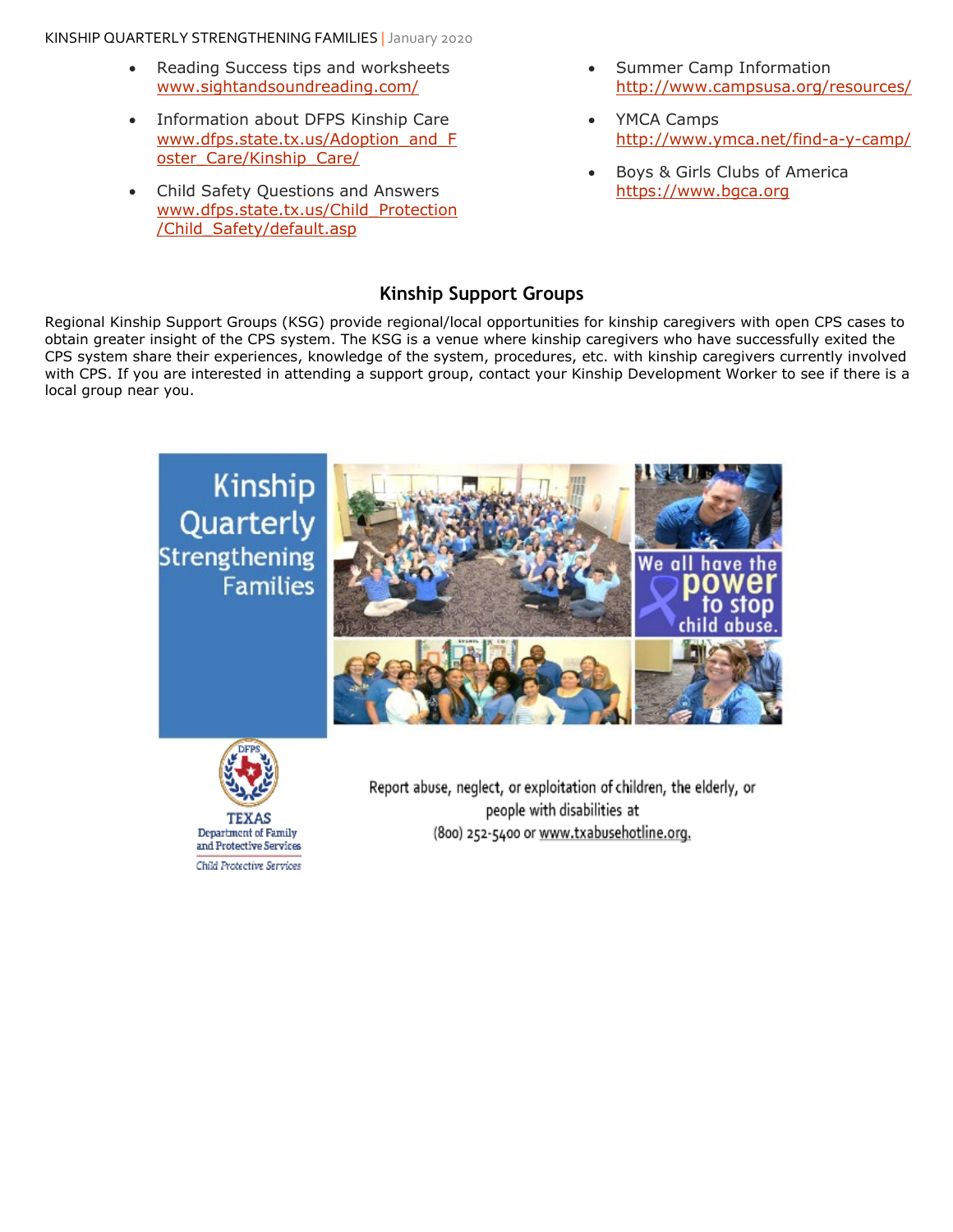- Reading Success tips and worksheets
  www.sightandsoundreading.com/
- Information about DFPS Kinship Care
  www.dfps.state.tx.us/Adoption_and_Foster_Care/Kinship_Care/
- Child Safety Questions and Answers
  www.dfps.state.tx.us/Child_Protection/Child_Safety/default.asp
- Summer Camp Information
  http://www.campsusa.org/resources/
- YMCA Camps
  http://www.ymca.net/find-a-y-camp/
- Boys & Girls Clubs of America
  https://www.bgca.org

## Kinship Support Groups

Regional Kinship Support Groups (KSG) provide regional/local opportunities for kinship caregivers with open CPS cases to obtain greater insight of the CPS system. The KSG is a venue where kinship caregivers who have successfully exited the CPS system share their experiences, knowledge of the system, procedures, etc. with kinship caregivers currently involved with CPS. If you are interested in attending a support group, contact your Kinship Development Worker to see if there is a local group near you.

Kinship Quarterly Strengthening Families

We all have the power to stop child abuse.

TEXAS Department of Family and Protective Services

Child Protective Services

Report abuse, neglect, or exploitation of children, the elderly, or people with disabilities at (800) 252-5400 or www.txabusehotline.org.